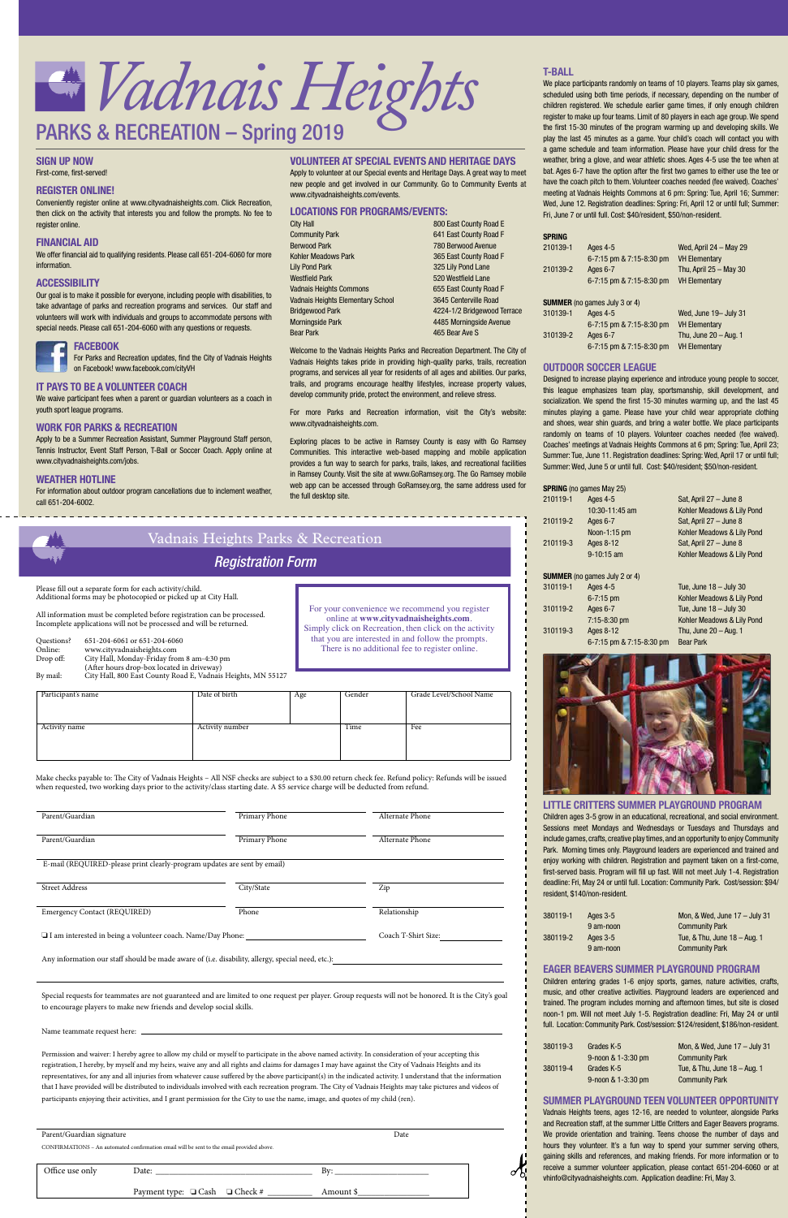# Vadnais Heights

## PARKS & RECREATION – Spring 2019

### SIGN UP NOW

First-come, first-served!

### REGISTER ONLINE!

Conveniently register online at www.cityvadnaisheights.com. Click Recreation, then click on the activity that interests you and follow the prompts. No fee to register online.

### FINANCIAL AID

We offer financial aid to qualifying residents. Please call 651-204-6060 for more information.

### ACCESSIBILITY

Our goal is to make it possible for everyone, including people with disabilities, to take advantage of parks and recreation programs and services. Our staff and volunteers will work with individuals and groups to accommodate persons with special needs. Please call 651-204-6060 with any questions or requests.

### FACEBOOK

For Parks and Recreation updates, find the City of Vadnais Heights on Facebook! www.facebook.com/cityVH

### IT PAYS TO BE A VOLUNTEER COACH

We waive participant fees when a parent or guardian volunteers as a coach in youth sport league programs.

### WORK FOR PARKS & RECREATION

Apply to be a Summer Recreation Assistant, Summer Playground Staff person, Tennis Instructor, Event Staff Person, T-Ball or Soccer Coach. Apply online at www.cityvadnaisheights.com/jobs.

### WEATHER HOTLINE

For information about outdoor program cancellations due to inclement weather, call 651-204-6002.

### VOLUNTEER AT SPECIAL EVENTS AND HERITAGE DAYS

Apply to volunteer at our Special events and Heritage Days. A great way to meet new people and get involved in our Community. Go to Community Events at www.cityvadnaisheights.com/events.

### LOCATIONS FOR PROGRAMS/EVENTS:

| Location | Address |
|---|---|
| City Hall | 800 East County Road E |
| Community Park | 641 East County Road F |
| Berwood Park | 780 Berwood Avenue |
| Kohler Meadows Park | 365 East County Road F |
| Lily Pond Park | 325 Lily Pond Lane |
| Westfield Park | 520 Westfield Lane |
| Vadnais Heights Commons | 655 East County Road F |
| Vadnais Heights Elementary School | 3645 Centerville Road |
| Bridgewood Park | 4224-1/2 Bridgewood Terrace |
| Morningside Park | 4485 Morningside Avenue |
| Bear Park | 465 Bear Ave S |

Welcome to the Vadnais Heights Parks and Recreation Department. The City of Vadnais Heights takes pride in providing high-quality parks, trails, recreation programs, and services all year for residents of all ages and abilities. Our parks, trails, and programs encourage healthy lifestyles, increase property values, develop community pride, protect the environment, and relieve stress.

For more Parks and Recreation information, visit the City's website: www.cityvadnaisheights.com.

Exploring places to be active in Ramsey County is easy with Go Ramsey Communities. This interactive web-based mapping and mobile application provides a fun way to search for parks, trails, lakes, and recreational facilities in Ramsey County. Visit the site at www.GoRamsey.org. The Go Ramsey mobile web app can be accessed through GoRamsey.org, the same address used for the full desktop site.

### T-BALL

We place participants randomly on teams of 10 players. Teams play six games, scheduled using both time periods, if necessary, depending on the number of children registered. We schedule earlier game times, if only enough children register to make up four teams. Limit of 80 players in each age group. We spend the first 15-30 minutes of the program warming up and developing skills. We play the last 45 minutes as a game. Your child's coach will contact you with a game schedule and team information. Please have your child dress for the weather, bring a glove, and wear athletic shoes. Ages 4-5 use the tee when at bat. Ages 6-7 have the option after the first two games to either use the tee or have the coach pitch to them. Volunteer coaches needed (fee waived). Coaches' meeting at Vadnais Heights Commons at 6 pm: Spring: Tue, April 16; Summer: Wed, June 12. Registration deadlines: Spring: Fri, April 12 or until full; Summer: Fri, June 7 or until full. Cost: $40/resident, $50/non-resident.

**SPRING**

| Activity # | Ages / Time | Dates / Location |
|---|---|---|
| 210139-1 | Ages 4-5<br>6-7:15 pm & 7:15-8:30 pm | Wed, April 24 – May 29<br>VH Elementary |
| 210139-2 | Ages 6-7<br>6-7:15 pm & 7:15-8:30 pm | Thu, April 25 – May 30<br>VH Elementary |

**SUMMER** (no games July 3 or 4)

| Activity # | Ages / Time | Dates / Location |
|---|---|---|
| 310139-1 | Ages 4-5<br>6-7:15 pm & 7:15-8:30 pm | Wed, June 19– July 31<br>VH Elementary |
| 310139-2 | Ages 6-7<br>6-7:15 pm & 7:15-8:30 pm | Thu, June 20 – Aug. 1<br>VH Elementary |

### OUTDOOR SOCCER LEAGUE

Designed to increase playing experience and introduce young people to soccer, this league emphasizes team play, sportsmanship, skill development, and socialization. We spend the first 15-30 minutes warming up, and the last 45 minutes playing a game. Please have your child wear appropriate clothing and shoes, wear shin guards, and bring a water bottle. We place participants randomly on teams of 10 players. Volunteer coaches needed (fee waived). Coaches' meetings at Vadnais Heights Commons at 6 pm; Spring: Tue, April 23; Summer: Tue, June 11. Registration deadlines: Spring: Wed, April 17 or until full; Summer: Wed, June 5 or until full. Cost: $40/resident; $50/non-resident.

**SPRING** (no games May 25)

| Activity # | Ages / Time | Dates / Location |
|---|---|---|
| 210119-1 | Ages 4-5<br>10:30-11:45 am | Sat, April 27 – June 8<br>Kohler Meadows & Lily Pond |
| 210119-2 | Ages 6-7<br>Noon-1:15 pm | Sat, April 27 – June 8<br>Kohler Meadows & Lily Pond |
| 210119-3 | Ages 8-12<br>9-10:15 am | Sat, April 27 – June 8<br>Kohler Meadows & Lily Pond |

**SUMMER** (no games July 2 or 4)

| Activity # | Ages / Time | Dates / Location |
|---|---|---|
| 310119-1 | Ages 4-5<br>6-7:15 pm | Tue, June 18 – July 30<br>Kohler Meadows & Lily Pond |
| 310119-2 | Ages 6-7<br>7:15-8:30 pm | Tue, June 18 – July 30<br>Kohler Meadows & Lily Pond |
| 310119-3 | Ages 8-12<br>6-7:15 pm & 7:15-8:30 pm | Thu, June 20 – Aug. 1<br>Bear Park |

### LITTLE CRITTERS SUMMER PLAYGROUND PROGRAM

Children ages 3-5 grow in an educational, recreational, and social environment. Sessions meet Mondays and Wednesdays or Tuesdays and Thursdays and include games, crafts, creative play times, and an opportunity to enjoy Community Park. Morning times only. Playground leaders are experienced and trained and enjoy working with children. Registration and payment taken on a first-come, first-served basis. Program will fill up fast. Will not meet July 1-4. Registration deadline: Fri, May 24 or until full. Location: Community Park. Cost/session: $94/resident, $140/non-resident.

| Activity # | Ages / Time | Dates / Location |
|---|---|---|
| 380119-1 | Ages 3-5<br>9 am-noon | Mon, & Wed, June 17 – July 31<br>Community Park |
| 380119-2 | Ages 3-5<br>9 am-noon | Tue, & Thu, June 18 – Aug. 1<br>Community Park |

### EAGER BEAVERS SUMMER PLAYGROUND PROGRAM

Children entering grades 1-6 enjoy sports, games, nature activities, crafts, music, and other creative activities. Playground leaders are experienced and trained. The program includes morning and afternoon times, but site is closed noon-1 pm. Will not meet July 1-5. Registration deadline: Fri, May 24 or until full. Location: Community Park. Cost/session: $124/resident, $186/non-resident.

| Activity # | Grades / Time | Dates / Location |
|---|---|---|
| 380119-3 | Grades K-5<br>9-noon & 1-3:30 pm | Mon, & Wed, June 17 – July 31<br>Community Park |
| 380119-4 | Grades K-5<br>9-noon & 1-3:30 pm | Tue, & Thu, June 18 – Aug. 1<br>Community Park |

### SUMMER PLAYGROUND TEEN VOLUNTEER OPPORTUNITY

Vadnais Heights teens, ages 12-16, are needed to volunteer, alongside Parks and Recreation staff, at the summer Little Critters and Eager Beavers programs. We provide orientation and training. Teens choose the number of days and hours they volunteer. It's a fun way to spend your summer serving others, gaining skills and references, and making friends. For more information or to receive a summer volunteer application, please contact 651-204-6060 or at vhinfo@cityvadnaisheights.com. Application deadline: Fri, May 3.

---

## Vadnais Heights Parks & Recreation

### *Registration Form*

Please fill out a separate form for each activity/child.
Additional forms may be photocopied or picked up at City Hall.

All information must be completed before registration can be processed.
Incomplete applications will not be processed and will be returned.

Questions? 651-204-6061 or 651-204-6060
Online: www.cityvadnaisheights.com
Drop off: City Hall, Monday-Friday from 8 am-4:30 pm (After hours drop-box located in driveway)
By mail: City Hall, 800 East County Road E, Vadnais Heights, MN 55127

For your convenience we recommend you register online at **www.cityvadnaisheights.com**. Simply click on Recreation, then click on the activity that you are interested in and follow the prompts. There is no additional fee to register online.

| Participant's name | Date of birth | Age | Gender | Grade Level/School Name |
|---|---|---|---|---|
| | | | | |

| Activity name | Activity number | Time | Fee |
|---|---|---|---|
| | | | |

Make checks payable to: The City of Vadnais Heights – All NSF checks are subject to a $30.00 return check fee. Refund policy: Refunds will be issued when requested, two working days prior to the activity/class starting date. A $5 service charge will be deducted from refund.

Parent/Guardian ________ Primary Phone ________ Alternate Phone ________

Parent/Guardian ________ Primary Phone ________ Alternate Phone ________

E-mail (REQUIRED-please print clearly-program updates are sent by email) ________

Street Address ________ City/State ________ Zip ________

Emergency Contact (REQUIRED) ________ Phone ________ Relationship ________

❑ I am interested in being a volunteer coach. Name/Day Phone: ________ Coach T-Shirt Size: ________

Any information our staff should be made aware of (i.e. disability, allergy, special need, etc.): ________

Special requests for teammates are not guaranteed and are limited to one request per player. Group requests will not be honored. It is the City's goal to encourage players to make new friends and develop social skills.

Name teammate request here: ________

Permission and waiver: I hereby agree to allow my child or myself to participate in the above named activity. In consideration of your accepting this registration, I hereby, by myself and my heirs, waive any and all rights and claims for damages I may have against the City of Vadnais Heights and its representatives, for any and all injuries from whatever cause suffered by the above participant(s) in the indicated activity. I understand that the information that I have provided will be distributed to individuals involved with each recreation program. The City of Vadnais Heights may take pictures and videos of participants enjoying their activities, and I grant permission for the City to use the name, image, and quotes of my child (ren).

Parent/Guardian signature ________ Date ________

CONFIRMATIONS – An automated confirmation email will be sent to the email provided above.

Office use only   Date: ________ By: ________
Payment type: ❑ Cash ❑ Check # ________ Amount $________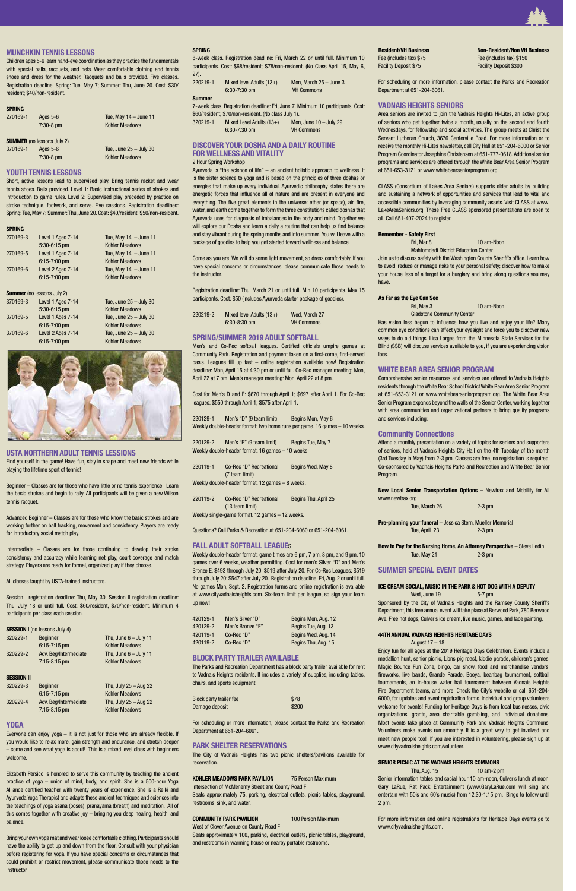## MUNCHKIN TENNIS LESSONS

Children ages 5-6 learn hand-eye coordination as they practice the fundamentals with special balls, racquets, and nets. Wear comfortable clothing and tennis shoes and dress for the weather. Racquets and balls provided. Five classes. Registration deadline: Spring: Tue, May 7; Summer: Thu, June 20. Cost: $30/resident; $40/non-resident.

**SPRING**

| | | |
|---|---|---|
| 270169-1 | Ages 5-6 | Tue, May 14 – June 11 |
| | 7:30-8 pm | Kohler Meadows |

**SUMMER** (no lessons July 2)

| | | |
|---|---|---|
| 370169-1 | Ages 5-6 | Tue, June 25 – July 30 |
| | 7:30-8 pm | Kohler Meadows |

## YOUTH TENNIS LESSONS

Short, active lessons lead to supervised play. Bring tennis racket and wear tennis shoes. Balls provided. Level 1: Basic instructional series of strokes and introduction to game rules. Level 2: Supervised play preceded by practice on stroke technique, footwork, and serve. Five sessions. Registration deadlines: Spring: Tue, May 7; Summer: Thu, June 20. Cost: $40/resident; $50/non-resident.

**SPRING**

| | | |
|---|---|---|
| 270169-3 | Level 1 Ages 7-14 | Tue, May 14 – June 11 |
| | 5:30-6:15 pm | Kohler Meadows |
| 270169-5 | Level 1 Ages 7-14 | Tue, May 14 – June 11 |
| | 6:15-7:00 pm | Kohler Meadows |
| 270169-6 | Level 2 Ages 7-14 | Tue, May 14 – June 11 |
| | 6:15-7:00 pm | Kohler Meadows |

**Summer** (no lessons July 2)

| | | |
|---|---|---|
| 370169-3 | Level 1 Ages 7-14 | Tue, June 25 – July 30 |
| | 5:30-6:15 pm | Kohler Meadows |
| 370169-5 | Level 1 Ages 7-14 | Tue, June 25 – July 30 |
| | 6:15-7:00 pm | Kohler Meadows |
| 370169-6 | Level 2 Ages 7-14 | Tue, June 25 – July 30 |
| | 6:15-7:00 pm | Kohler Meadows |

## USTA NORTHERN ADULT TENNIS LESSONS

Find yourself in the game! Have fun, stay in shape and meet new friends while playing the lifetime sport of tennis!

Beginner – Classes are for those who have little or no tennis experience. Learn the basic strokes and begin to rally. All participants will be given a new Wilson tennis racquet.

Advanced Beginner – Classes are for those who know the basic strokes and are working further on ball tracking, movement and consistency. Players are ready for introductory social match play.

Intermediate – Classes are for those continuing to develop their stroke consistency and accuracy while learning net play, court coverage and match strategy. Players are ready for formal, organized play if they choose.

All classes taught by USTA-trained instructors.

Session I registration deadline: Thu, May 30. Session II registration deadline: Thu, July 18 or until full. Cost: $60/resident, $70/non-resident. Minimum 4 participants per class each session.

**SESSION I** (no lessons July 4)

| | | |
|---|---|---|
| 320229-1 | Beginner | Thu, June 6 – July 11 |
| | 6:15-7:15 pm | Kohler Meadows |
| 320229-2 | Adv. Beg/Intermediate | Thu, June 6 – July 11 |
| | 7:15-8:15 pm | Kohler Meadows |

**SESSION II**

| | | |
|---|---|---|
| 320229-3 | Beginner | Thu, July 25 – Aug 22 |
| | 6:15-7:15 pm | Kohler Meadows |
| 320229-4 | Adv. Beg/Intermediate | Thu, July 25 – Aug 22 |
| | 7:15-8:15 pm | Kohler Meadows |

## YOGA

Everyone can enjoy yoga – it is not just for those who are already flexible. If you would like to relax more, gain strength and endurance, and stretch deeper – come and see what yoga is about! This is a mixed level class with beginners welcome.

Elizabeth Persico is honored to serve this community by teaching the ancient practice of yoga – union of mind, body, and spirit. She is a 500-hour Yoga Alliance certified teacher with twenty years of experience. She is a Reiki and Ayurveda Yoga Therapist and adapts these ancient techniques and sciences into the teachings of yoga asana (poses), pranayama (breath) and meditation. All of this comes together with creative joy – bringing you deep healing, health, and balance.

Bring your own yoga mat and wear loose comfortable clothing. Participants should have the ability to get up and down from the floor. Consult with your physician before registering for yoga. If you have special concerns or circumstances that could prohibit or restrict movement, please communicate those needs to the instructor.

**SPRING**

8-week class. Registration deadline: Fri, March 22 or until full. Minimum 10 participants. Cost: $68/resident; $78/non-resident. (No Class April 15, May 6, 27).

| | | |
|---|---|---|
| 220219-1 | Mixed level Adults (13+) | Mon, March 25 – June 3 |
| | 6:30-7:30 pm | VH Commons |

**Summer**

7-week class. Registration deadline: Fri, June 7. Minimum 10 participants. Cost: $60/resident; $70/non-resident. (No class July 1).

| | | |
|---|---|---|
| 320219-1 | Mixed Level Adults (13+) | Mon, June 10 – July 29 |
| | 6:30-7:30 pm | VH Commons |

## DISCOVER YOUR DOSHA AND A DAILY ROUTINE FOR WELLNESS AND VITALITY

2 Hour Spring Workshop

Ayurveda is "the science of life" – an ancient holistic approach to wellness. It is the sister science to yoga and is based on the principles of three doshas or energies that make up every individual. Ayurvedic philosophy states there are energetic forces that influence all of nature and are present in everyone and everything. The five great elements in the universe: ether (or space), air, fire, water, and earth come together to form the three constitutions called doshas that Ayurveda uses for diagnosis of imbalances in the body and mind. Together we will explore our Dosha and learn a daily a routine that can help us find balance and stay vibrant during the spring months and into summer. You will leave with a package of goodies to help you get started toward wellness and balance.

Come as you are. We will do some light movement, so dress comfortably. If you have special concerns or circumstances, please communicate those needs to the instructor.

Registration deadline: Thu, March 21 or until full. Min 10 participants. Max 15 participants. Cost: $50 (includes Ayurveda starter package of goodies).

| | | |
|---|---|---|
| 220219-2 | Mixed level Adults (13+) | Wed, March 27 |
| | 6:30-8:30 pm | VH Commons |

## SPRING/SUMMER 2019 ADULT SOFTBALL

Men's and Co-Rec softball leagues. Certified officials umpire games at Community Park. Registration and payment taken on a first-come, first-served basis. Leagues fill up fast – online registration available now! Registration deadline: Mon, April 15 at 4:30 pm or until full. Co-Rec manager meeting: Mon, April 22 at 7 pm. Men's manager meeting: Mon, April 22 at 8 pm.

Cost for Men's D and E: $670 through April 1; $697 after April 1. For Co-Rec leagues: $550 through April 1; $575 after April 1.

220129-1 Men's "D" (9 team limit) Begins Mon, May 6
Weekly double-header format; two home runs per game. 16 games – 10 weeks.

220129-2 Men's "E" (9 team limit) Begins Tue, May 7
Weekly double-header format. 16 games – 10 weeks.

220119-1 Co-Rec "D" Recreational (7 team limit) Begins Wed, May 8
Weekly double-header format. 12 games – 8 weeks.

220119-2 Co-Rec "D" Recreational (13 team limit) Begins Thu, April 25
Weekly single-game format. 12 games – 12 weeks.

Questions? Call Parks & Recreation at 651-204-6060 or 651-204-6061.

## FALL ADULT SOFTBALL LEAGUEs

Weekly double-header format; game times are 6 pm, 7 pm, 8 pm, and 9 pm. 10 games over 6 weeks, weather permitting. Cost for men's Silver "D" and Men's Bronze E: $493 through July 20; $519 after July 20. For Co-Rec Leagues: $519 through July 20: $547 after July 20. Registration deadline: Fri, Aug. 2 or until full. No games Mon, Sept. 2. Registration forms and online registration is available at www.cityvadnaisheights.com. Six-team limit per league, so sign your team up now!

| | | |
|---|---|---|
| 420129-1 | Men's Silver "D" | Begins Mon, Aug. 12 |
| 420129-2 | Men's Bronze "E" | Begins Tue, Aug. 13 |
| 420119-1 | Co-Rec "D" | Begins Wed, Aug. 14 |
| 420119-2 | Co-Rec "D" | Begins Thu, Aug. 15 |

## BLOCK PARTY TRAILER AVAILABLE

The Parks and Recreation Department has a block party trailer available for rent to Vadnais Heights residents. It includes a variety of supplies, including tables, chairs, and sports equipment.

| | |
|---|---|
| Block party trailer fee | $78 |
| Damage deposit | $200 |

For scheduling or more information, please contact the Parks and Recreation Department at 651-204-6061.

## PARK SHELTER RESERVATIONS

The City of Vadnais Heights has two picnic shelters/pavilions available for reservation.

**KOHLER MEADOWS PARK PAVILION** 75 Person Maximum
Intersection of McMenemy Street and County Road F
Seats approximately 75, parking, electrical outlets, picnic tables, playground, restrooms, sink, and water.

**COMMUNITY PARK PAVILION** 100 Person Maximum
West of Clover Avenue on County Road F
Seats approximately 100, parking, electrical outlets, picnic tables, playground, and restrooms in warming house or nearby portable restrooms.

| Resident/VH Business | Non-Resident/Non VH Business |
|---|---|
| Fee (includes tax) $75 | Fee (includes tax) $150 |
| Facility Deposit $75 | Facility Deposit $300 |

For scheduling or more information, please contact the Parks and Recreation Department at 651-204-6061.

## VADNAIS HEIGHTS SENIORS

Area seniors are invited to join the Vadnais Heights Hi-Lites, an active group of seniors who get together twice a month, usually on the second and fourth Wednesdays, for fellowship and social activities. The group meets at Christ the Servant Lutheran Church, 3676 Centerville Road. For more information or to receive the monthly Hi-Lites newsletter, call City Hall at 651-204-6000 or Senior Program Coordinator Josephine Christensen at 651-777-0618. Additional senior programs and services are offered through the White Bear Area Senior Program at 651-653-3121 or www.whitebearseniorprogram.org.

CLASS (Consortium of Lakes Area Seniors) supports older adults by building and sustaining a network of opportunities and services that lead to vital and accessible communities by leveraging community assets. Visit CLASS at www.LakeAreaSeniors.org. These Free CLASS sponsored presentations are open to all. Call 651-407-2024 to register.

**Remember - Safety First**
Fri, Mar 8 10 am-Noon
Mahtomedi District Education Center
Join us to discuss safety with the Washington County Sheriff's office. Learn how to avoid, reduce or manage risks to your personal safety; discover how to make your house less of a target for a burglary and bring along questions you may have.

**As Far as the Eye Can See**
Fri, May 3 10 am-Noon
Gladstone Community Center
Has vision loss begun to influence how you live and enjoy your life? Many common eye conditions can affect your eyesight and force you to discover new ways to do old things. Lisa Larges from the Minnesota State Services for the Blind (SSB) will discuss services available to you, if you are experiencing vision loss.

## WHITE BEAR AREA SENIOR PROGRAM

Comprehensive senior resources and services are offered to Vadnais Heights residents through the White Bear School District White Bear Area Senior Program at 651-653-3121 or www.whitebearseniorprogram.org. The White Bear Area Senior Program expands beyond the walls of the Senior Center, working together with area communities and organizational partners to bring quality programs and services including:

### Community Connections

Attend a monthly presentation on a variety of topics for seniors and supporters of seniors, held at Vadnais Heights City Hall on the 4th Tuesday of the month (3rd Tuesday in May) from 2-3 pm. Classes are free, no registration is required. Co-sponsored by Vadnais Heights Parks and Recreation and White Bear Senior Program.

**New Local Senior Transportation Options** – Newtrax and Mobility for All www.newtrax.org
Tue, March 26 2-3 pm

**Pre-planning your funeral** – Jessica Stern, Mueller Memorial
Tue, April 23 2-3 pm

**How to Pay for the Nursing Home, An Attorney Perspective** – Steve Ledin
Tue, May 21 2-3 pm

## SUMMER SPECIAL EVENT DATES

**ICE CREAM SOCIAL, MUSIC IN THE PARK & HOT DOG WITH A DEPUTY**
Wed, June 19 5-7 pm
Sponsored by the City of Vadnais Heights and the Ramsey County Sheriff's Department, this free annual event will take place at Berwood Park, 780 Berwood Ave. Free hot dogs, Culver's ice cream, live music, games, and face painting.

**44TH ANNUAL VADNAIS HEIGHTS HERITAGE DAYS**
August 17 – 18
Enjoy fun for all ages at the 2019 Heritage Days Celebration. Events include a medallion hunt, senior picnic, Lions pig roast, kiddie parade, children's games, Magic Bounce Fun Zone, bingo, car show, food and merchandise vendors, fireworks, live bands, Grande Parade, Booya, beanbag tournament, softball tournaments, an in-house water ball tournament between Vadnais Heights Fire Department teams, and more. Check the City's website or call 651-204-6000, for updates and event registration forms. Individual and group volunteers welcome for events! Funding for Heritage Days is from local businesses, civic organizations, grants, area charitable gambling, and individual donations. Most events take place at Community Park and Vadnais Heights Commons. Volunteers make events run smoothly. It is a great way to get involved and meet new people too! If you are interested in volunteering, please sign up at www.cityvadnaisheights.com/volunteer.

**SENIOR PICNIC AT THE VADNAIS HEIGHTS COMMONS**
Thu, Aug. 15 10 am-2 pm
Senior information tables and social hour 10 am-noon, Culver's lunch at noon, Gary LaRue, Rat Pack Entertainment (www.GaryLaRue.com will sing and entertain with 50's and 60's music) from 12:30-1:15 pm. Bingo to follow until 2 pm.

For more information and online registrations for Heritage Days events go to www.cityvadnaisheights.com.